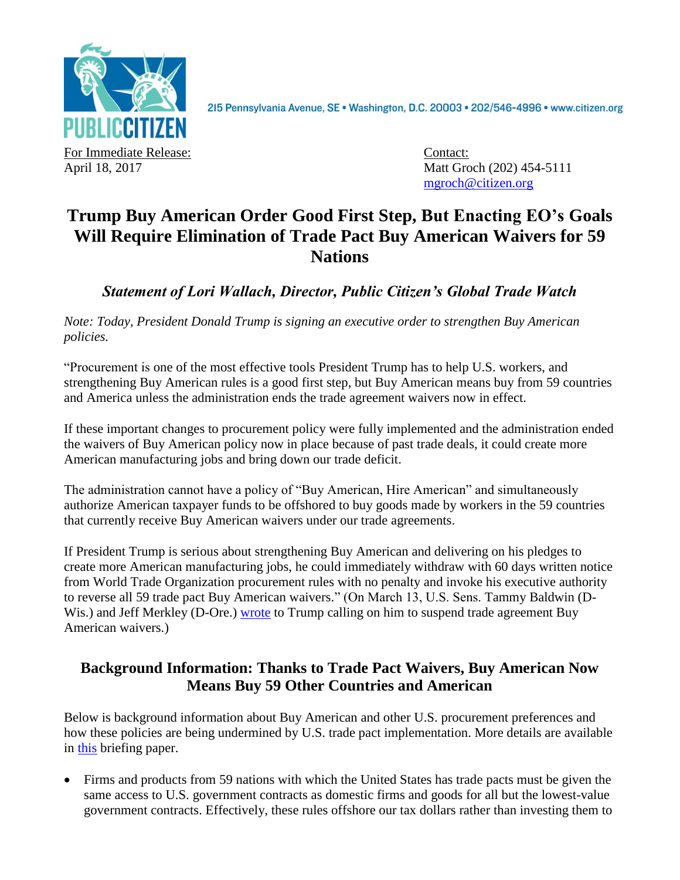PUBLIC CITIZEN

215 Pennsylvania Avenue, SE • Washington, D.C. 20003 • 202/546-4996 • www.citizen.org

For Immediate Release:
April 18, 2017

Contact:
Matt Groch (202) 454-5111
mgroch@citizen.org

# Trump Buy American Order Good First Step, But Enacting EO's Goals Will Require Elimination of Trade Pact Buy American Waivers for 59 Nations

## *Statement of Lori Wallach, Director, Public Citizen's Global Trade Watch*

*Note: Today, President Donald Trump is signing an executive order to strengthen Buy American policies.*

"Procurement is one of the most effective tools President Trump has to help U.S. workers, and strengthening Buy American rules is a good first step, but Buy American means buy from 59 countries and America unless the administration ends the trade agreement waivers now in effect.

If these important changes to procurement policy were fully implemented and the administration ended the waivers of Buy American policy now in place because of past trade deals, it could create more American manufacturing jobs and bring down our trade deficit.

The administration cannot have a policy of "Buy American, Hire American" and simultaneously authorize American taxpayer funds to be offshored to buy goods made by workers in the 59 countries that currently receive Buy American waivers under our trade agreements.

If President Trump is serious about strengthening Buy American and delivering on his pledges to create more American manufacturing jobs, he could immediately withdraw with 60 days written notice from World Trade Organization procurement rules with no penalty and invoke his executive authority to reverse all 59 trade pact Buy American waivers." (On March 13, U.S. Sens. Tammy Baldwin (D-Wis.) and Jeff Merkley (D-Ore.) wrote to Trump calling on him to suspend trade agreement Buy American waivers.)

## Background Information: Thanks to Trade Pact Waivers, Buy American Now Means Buy 59 Other Countries and American

Below is background information about Buy American and other U.S. procurement preferences and how these policies are being undermined by U.S. trade pact implementation. More details are available in this briefing paper.

- Firms and products from 59 nations with which the United States has trade pacts must be given the same access to U.S. government contracts as domestic firms and goods for all but the lowest-value government contracts. Effectively, these rules offshore our tax dollars rather than investing them to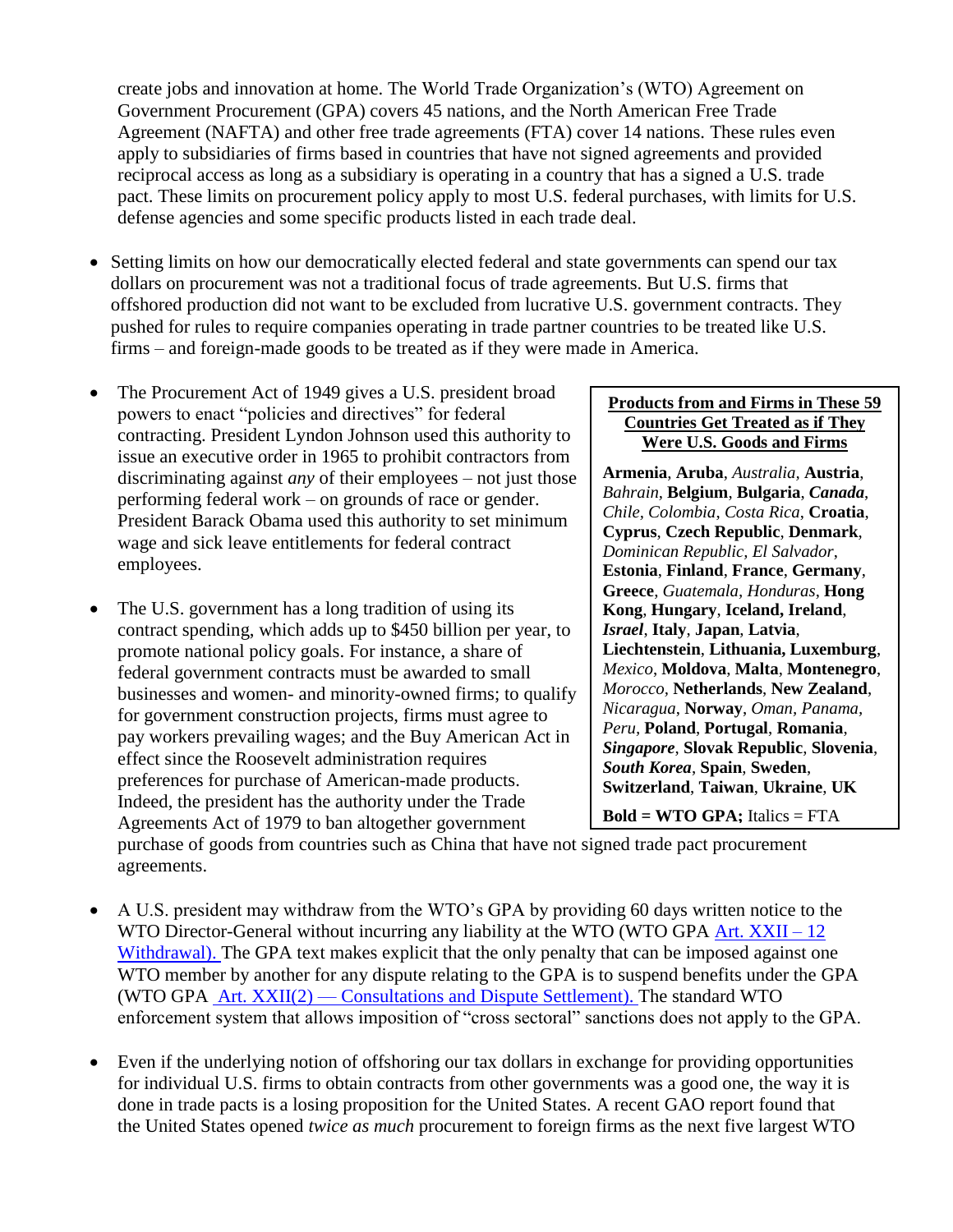create jobs and innovation at home. The World Trade Organization's (WTO) Agreement on Government Procurement (GPA) covers 45 nations, and the North American Free Trade Agreement (NAFTA) and other free trade agreements (FTA) cover 14 nations. These rules even apply to subsidiaries of firms based in countries that have not signed agreements and provided reciprocal access as long as a subsidiary is operating in a country that has a signed a U.S. trade pact. These limits on procurement policy apply to most U.S. federal purchases, with limits for U.S. defense agencies and some specific products listed in each trade deal.

- Setting limits on how our democratically elected federal and state governments can spend our tax dollars on procurement was not a traditional focus of trade agreements. But U.S. firms that offshored production did not want to be excluded from lucrative U.S. government contracts. They pushed for rules to require companies operating in trade partner countries to be treated like U.S. firms – and foreign-made goods to be treated as if they were made in America.

- The Procurement Act of 1949 gives a U.S. president broad powers to enact "policies and directives" for federal contracting. President Lyndon Johnson used this authority to issue an executive order in 1965 to prohibit contractors from discriminating against *any* of their employees – not just those performing federal work – on grounds of race or gender. President Barack Obama used this authority to set minimum wage and sick leave entitlements for federal contract employees.

- The U.S. government has a long tradition of using its contract spending, which adds up to $450 billion per year, to promote national policy goals. For instance, a share of federal government contracts must be awarded to small businesses and women- and minority-owned firms; to qualify for government construction projects, firms must agree to pay workers prevailing wages; and the Buy American Act in effect since the Roosevelt administration requires preferences for purchase of American-made products. Indeed, the president has the authority under the Trade Agreements Act of 1979 to ban altogether government purchase of goods from countries such as China that have not signed trade pact procurement agreements.

> **Products from and Firms in These 59 Countries Get Treated as if They Were U.S. Goods and Firms**
>
> **Armenia**, **Aruba**, *Australia*, **Austria**, *Bahrain*, **Belgium**, **Bulgaria**, ***Canada***, *Chile*, *Colombia*, *Costa Rica*, **Croatia**, **Cyprus**, **Czech Republic**, **Denmark**, *Dominican Republic, El Salvador*, **Estonia**, **Finland**, **France**, **Germany**, **Greece**, *Guatemala*, *Honduras*, **Hong Kong**, **Hungary**, **Iceland, Ireland**, ***Israel***, **Italy**, **Japan**, **Latvia**, **Liechtenstein**, **Lithuania, Luxemburg**, *Mexico*, **Moldova**, **Malta**, **Montenegro**, *Morocco*, **Netherlands**, **New Zealand**, *Nicaragua*, **Norway**, *Oman*, *Panama*, *Peru*, **Poland**, **Portugal**, **Romania**, ***Singapore***, **Slovak Republic**, **Slovenia**, ***South Korea***, **Spain**, **Sweden**, **Switzerland**, **Taiwan**, **Ukraine**, **UK**
>
> **Bold = WTO GPA;** Italics = FTA

- A U.S. president may withdraw from the WTO's GPA by providing 60 days written notice to the WTO Director-General without incurring any liability at the WTO (WTO GPA [Art. XXII – 12 Withdrawal).]() The GPA text makes explicit that the only penalty that can be imposed against one WTO member by another for any dispute relating to the GPA is to suspend benefits under the GPA (WTO GPA [Art. XXII(2) — Consultations and Dispute Settlement).]() The standard WTO enforcement system that allows imposition of "cross sectoral" sanctions does not apply to the GPA.

- Even if the underlying notion of offshoring our tax dollars in exchange for providing opportunities for individual U.S. firms to obtain contracts from other governments was a good one, the way it is done in trade pacts is a losing proposition for the United States. A recent GAO report found that the United States opened *twice as much* procurement to foreign firms as the next five largest WTO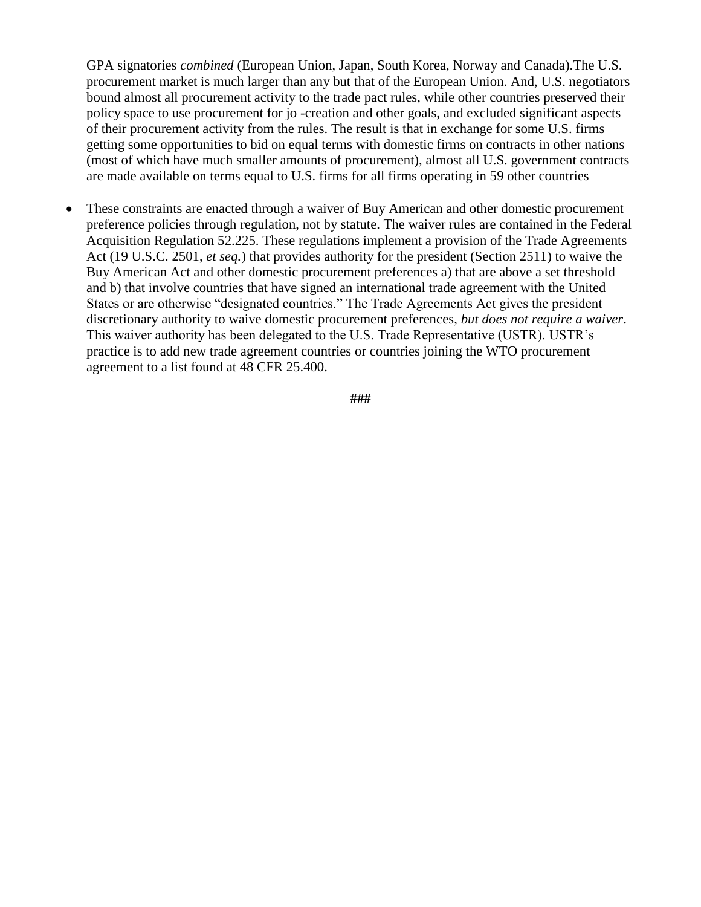GPA signatories *combined* (European Union, Japan, South Korea, Norway and Canada).The U.S. procurement market is much larger than any but that of the European Union. And, U.S. negotiators bound almost all procurement activity to the trade pact rules, while other countries preserved their policy space to use procurement for jo -creation and other goals, and excluded significant aspects of their procurement activity from the rules. The result is that in exchange for some U.S. firms getting some opportunities to bid on equal terms with domestic firms on contracts in other nations (most of which have much smaller amounts of procurement), almost all U.S. government contracts are made available on terms equal to U.S. firms for all firms operating in 59 other countries

- These constraints are enacted through a waiver of Buy American and other domestic procurement preference policies through regulation, not by statute. The waiver rules are contained in the Federal Acquisition Regulation 52.225. These regulations implement a provision of the Trade Agreements Act (19 U.S.C. 2501, *et seq.*) that provides authority for the president (Section 2511) to waive the Buy American Act and other domestic procurement preferences a) that are above a set threshold and b) that involve countries that have signed an international trade agreement with the United States or are otherwise "designated countries." The Trade Agreements Act gives the president discretionary authority to waive domestic procurement preferences, *but does not require a waiver*. This waiver authority has been delegated to the U.S. Trade Representative (USTR). USTR's practice is to add new trade agreement countries or countries joining the WTO procurement agreement to a list found at 48 CFR 25.400.

###